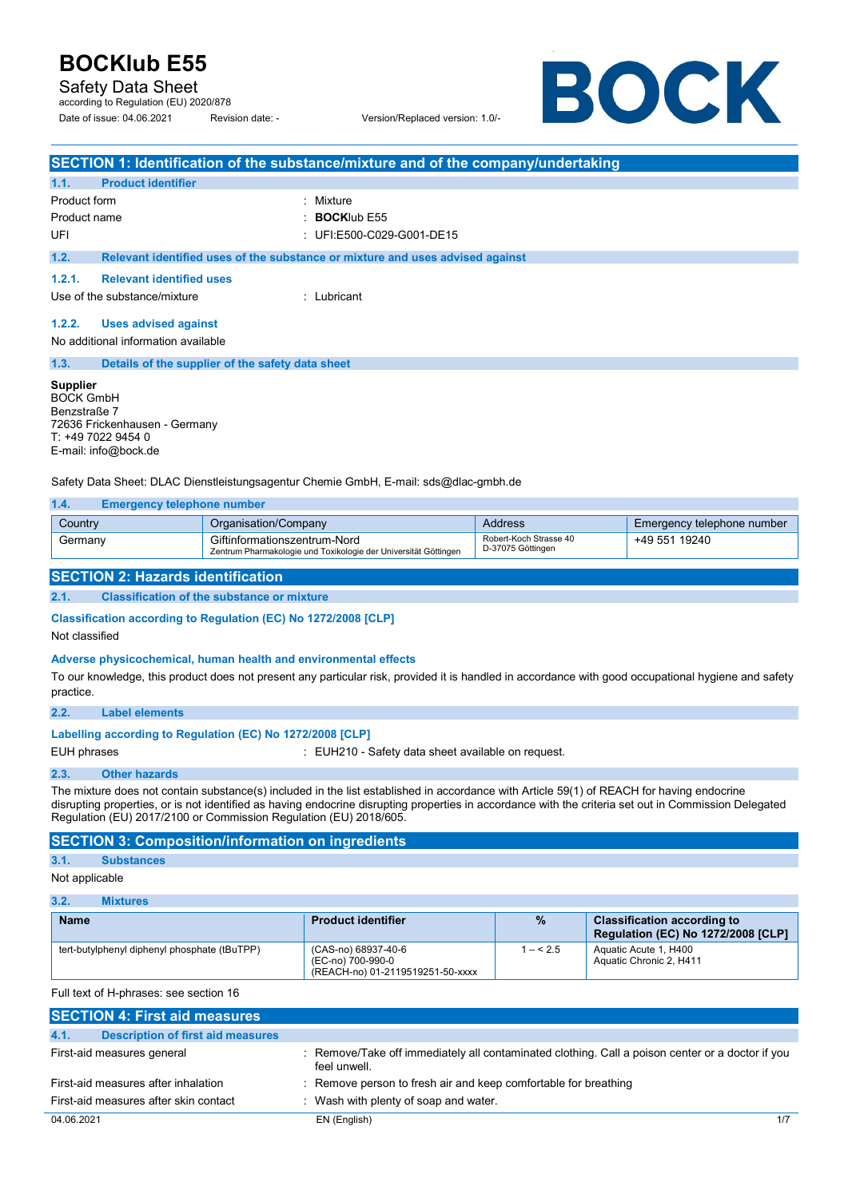# BOCKlub E55

Safety Data Sheet
according to Regulation (EU) 2020/878

Date of issue: 04.06.2021 Revision date: - Version/Replaced version: 1.0/-

BOCK

## SECTION 1: Identification of the substance/mixture and of the company/undertaking

### 1.1. Product identifier

Product form : Mixture

Product name : **BOCK**lub E55

UFI : UFI:E500-C029-G001-DE15

### 1.2. Relevant identified uses of the substance or mixture and uses advised against

#### 1.2.1. Relevant identified uses

Use of the substance/mixture : Lubricant

#### 1.2.2. Uses advised against

No additional information available

### 1.3. Details of the supplier of the safety data sheet

**Supplier**
BOCK GmbH
Benzstraße 7
72636 Frickenhausen - Germany
T: +49 7022 9454 0
E-mail: info@bock.de

Safety Data Sheet: DLAC Dienstleistungsagentur Chemie GmbH, E-mail: sds@dlac-gmbh.de

### 1.4. Emergency telephone number

| Country | Organisation/Company | Address | Emergency telephone number |
|---|---|---|---|
| Germany | Giftinformationszentrum-Nord<br>Zentrum Pharmakologie und Toxikologie der Universität Göttingen | Robert-Koch Strasse 40<br>D-37075 Göttingen | +49 551 19240 |

## SECTION 2: Hazards identification

### 2.1. Classification of the substance or mixture

**Classification according to Regulation (EC) No 1272/2008 [CLP]**

Not classified

**Adverse physicochemical, human health and environmental effects**

To our knowledge, this product does not present any particular risk, provided it is handled in accordance with good occupational hygiene and safety practice.

### 2.2. Label elements

**Labelling according to Regulation (EC) No 1272/2008 [CLP]**

EUH phrases : EUH210 - Safety data sheet available on request.

### 2.3. Other hazards

The mixture does not contain substance(s) included in the list established in accordance with Article 59(1) of REACH for having endocrine disrupting properties, or is not identified as having endocrine disrupting properties in accordance with the criteria set out in Commission Delegated Regulation (EU) 2017/2100 or Commission Regulation (EU) 2018/605.

## SECTION 3: Composition/information on ingredients

### 3.1. Substances

Not applicable

### 3.2. Mixtures

| Name | Product identifier | % | Classification according to Regulation (EC) No 1272/2008 [CLP] |
|---|---|---|---|
| tert-butylphenyl diphenyl phosphate (tBuTPP) | (CAS-no) 68937-40-6<br>(EC-no) 700-990-0<br>(REACH-no) 01-2119519251-50-xxxx | 1 – < 2.5 | Aquatic Acute 1, H400<br>Aquatic Chronic 2, H411 |

Full text of H-phrases: see section 16

## SECTION 4: First aid measures

### 4.1. Description of first aid measures

First-aid measures general : Remove/Take off immediately all contaminated clothing. Call a poison center or a doctor if you feel unwell.

First-aid measures after inhalation : Remove person to fresh air and keep comfortable for breathing

First-aid measures after skin contact : Wash with plenty of soap and water.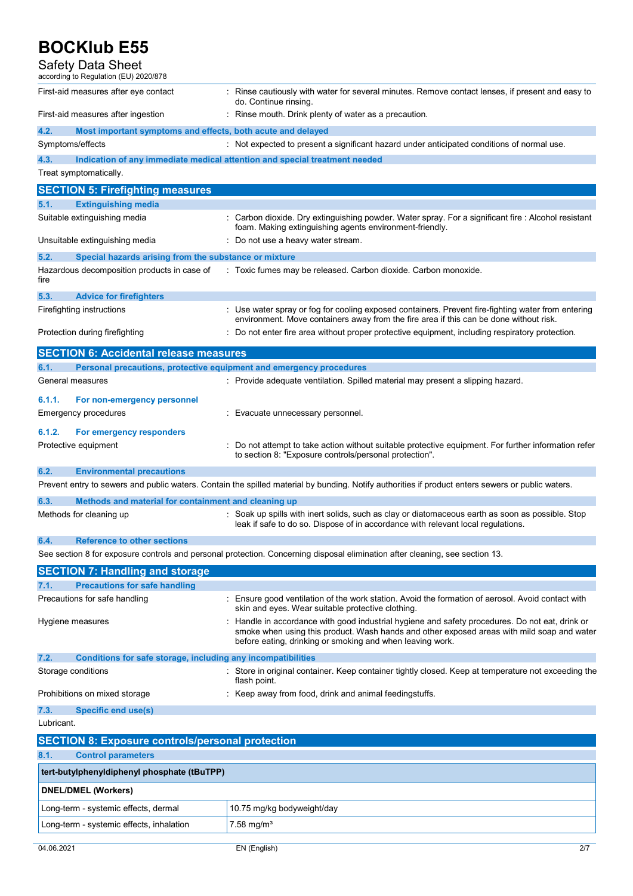| | |
|---|---|
| First-aid measures after eye contact | : Rinse cautiously with water for several minutes. Remove contact lenses, if present and easy to do. Continue rinsing. |
| First-aid measures after ingestion | : Rinse mouth. Drink plenty of water as a precaution. |

### 4.2. Most important symptoms and effects, both acute and delayed

| | |
|---|---|
| Symptoms/effects | : Not expected to present a significant hazard under anticipated conditions of normal use. |

### 4.3. Indication of any immediate medical attention and special treatment needed

Treat symptomatically.

## SECTION 5: Firefighting measures

### 5.1. Extinguishing media

| | |
|---|---|
| Suitable extinguishing media | : Carbon dioxide. Dry extinguishing powder. Water spray. For a significant fire : Alcohol resistant foam. Making extinguishing agents environment-friendly. |
| Unsuitable extinguishing media | : Do not use a heavy water stream. |

### 5.2. Special hazards arising from the substance or mixture

| | |
|---|---|
| Hazardous decomposition products in case of fire | : Toxic fumes may be released. Carbon dioxide. Carbon monoxide. |

### 5.3. Advice for firefighters

| | |
|---|---|
| Firefighting instructions | : Use water spray or fog for cooling exposed containers. Prevent fire-fighting water from entering environment. Move containers away from the fire area if this can be done without risk. |
| Protection during firefighting | : Do not enter fire area without proper protective equipment, including respiratory protection. |

## SECTION 6: Accidental release measures

### 6.1. Personal precautions, protective equipment and emergency procedures

| | |
|---|---|
| General measures | : Provide adequate ventilation. Spilled material may present a slipping hazard. |

#### 6.1.1. For non-emergency personnel

| | |
|---|---|
| Emergency procedures | : Evacuate unnecessary personnel. |

#### 6.1.2. For emergency responders

| | |
|---|---|
| Protective equipment | : Do not attempt to take action without suitable protective equipment. For further information refer to section 8: "Exposure controls/personal protection". |

### 6.2. Environmental precautions

Prevent entry to sewers and public waters. Contain the spilled material by bunding. Notify authorities if product enters sewers or public waters.

### 6.3. Methods and material for containment and cleaning up

| | |
|---|---|
| Methods for cleaning up | : Soak up spills with inert solids, such as clay or diatomaceous earth as soon as possible. Stop leak if safe to do so. Dispose of in accordance with relevant local regulations. |

### 6.4. Reference to other sections

See section 8 for exposure controls and personal protection. Concerning disposal elimination after cleaning, see section 13.

## SECTION 7: Handling and storage

### 7.1. Precautions for safe handling

| | |
|---|---|
| Precautions for safe handling | : Ensure good ventilation of the work station. Avoid the formation of aerosol. Avoid contact with skin and eyes. Wear suitable protective clothing. |
| Hygiene measures | : Handle in accordance with good industrial hygiene and safety procedures. Do not eat, drink or smoke when using this product. Wash hands and other exposed areas with mild soap and water before eating, drinking or smoking and when leaving work. |

### 7.2. Conditions for safe storage, including any incompatibilities

| | |
|---|---|
| Storage conditions | : Store in original container. Keep container tightly closed. Keep at temperature not exceeding the flash point. |
| Prohibitions on mixed storage | : Keep away from food, drink and animal feedingstuffs. |

### 7.3. Specific end use(s)

Lubricant.

## SECTION 8: Exposure controls/personal protection

### 8.1. Control parameters

| tert-butylphenyldiphenyl phosphate (tBuTPP) | |
|---|---|
| **DNEL/DMEL (Workers)** | |
| Long-term - systemic effects, dermal | 10.75 mg/kg bodyweight/day |
| Long-term - systemic effects, inhalation | 7.58 mg/m³ |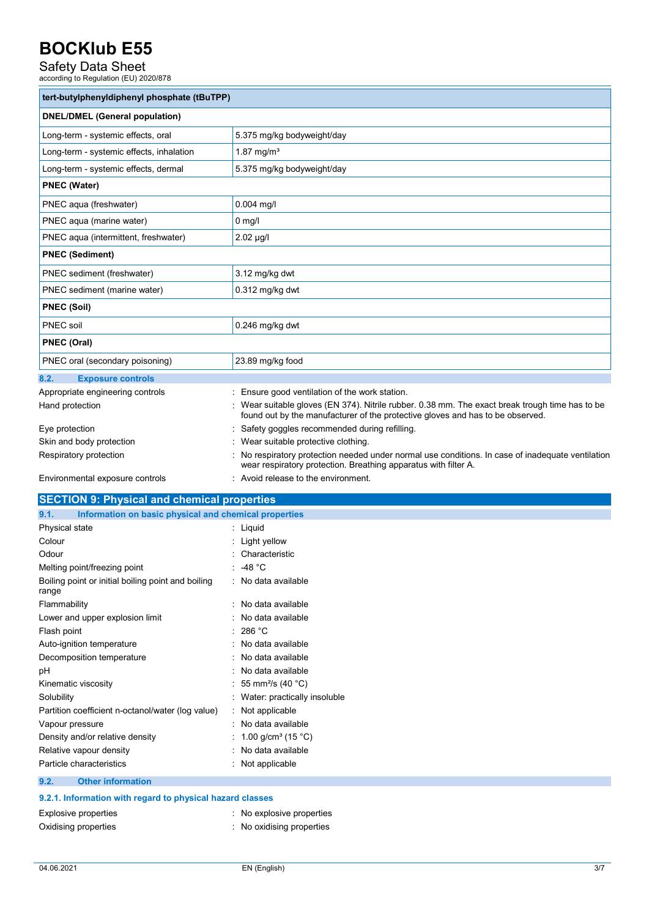| tert-butylphenyldiphenyl phosphate (tBuTPP) | |
|---|---|
| **DNEL/DMEL (General population)** | |
| Long-term - systemic effects, oral | 5.375 mg/kg bodyweight/day |
| Long-term - systemic effects, inhalation | 1.87 mg/m³ |
| Long-term - systemic effects, dermal | 5.375 mg/kg bodyweight/day |
| **PNEC (Water)** | |
| PNEC aqua (freshwater) | 0.004 mg/l |
| PNEC aqua (marine water) | 0 mg/l |
| PNEC aqua (intermittent, freshwater) | 2.02 µg/l |
| **PNEC (Sediment)** | |
| PNEC sediment (freshwater) | 3.12 mg/kg dwt |
| PNEC sediment (marine water) | 0.312 mg/kg dwt |
| **PNEC (Soil)** | |
| PNEC soil | 0.246 mg/kg dwt |
| **PNEC (Oral)** | |
| PNEC oral (secondary poisoning) | 23.89 mg/kg food |

### 8.2. Exposure controls

| | |
|---|---|
| Appropriate engineering controls | : Ensure good ventilation of the work station. |
| Hand protection | : Wear suitable gloves (EN 374). Nitrile rubber. 0.38 mm. The exact break trough time has to be found out by the manufacturer of the protective gloves and has to be observed. |
| Eye protection | : Safety goggles recommended during refilling. |
| Skin and body protection | : Wear suitable protective clothing. |
| Respiratory protection | : No respiratory protection needed under normal use conditions. In case of inadequate ventilation wear respiratory protection. Breathing apparatus with filter A. |
| Environmental exposure controls | : Avoid release to the environment. |

## SECTION 9: Physical and chemical properties

### 9.1. Information on basic physical and chemical properties

| | |
|---|---|
| Physical state | : Liquid |
| Colour | : Light yellow |
| Odour | : Characteristic |
| Melting point/freezing point | : -48 °C |
| Boiling point or initial boiling point and boiling range | : No data available |
| Flammability | : No data available |
| Lower and upper explosion limit | : No data available |
| Flash point | : 286 °C |
| Auto-ignition temperature | : No data available |
| Decomposition temperature | : No data available |
| pH | : No data available |
| Kinematic viscosity | : 55 mm²/s (40 °C) |
| Solubility | : Water: practically insoluble |
| Partition coefficient n-octanol/water (log value) | : Not applicable |
| Vapour pressure | : No data available |
| Density and/or relative density | : 1.00 g/cm³ (15 °C) |
| Relative vapour density | : No data available |
| Particle characteristics | : Not applicable |

### 9.2. Other information

#### 9.2.1. Information with regard to physical hazard classes

| | |
|---|---|
| Explosive properties | : No explosive properties |
| Oxidising properties | : No oxidising properties |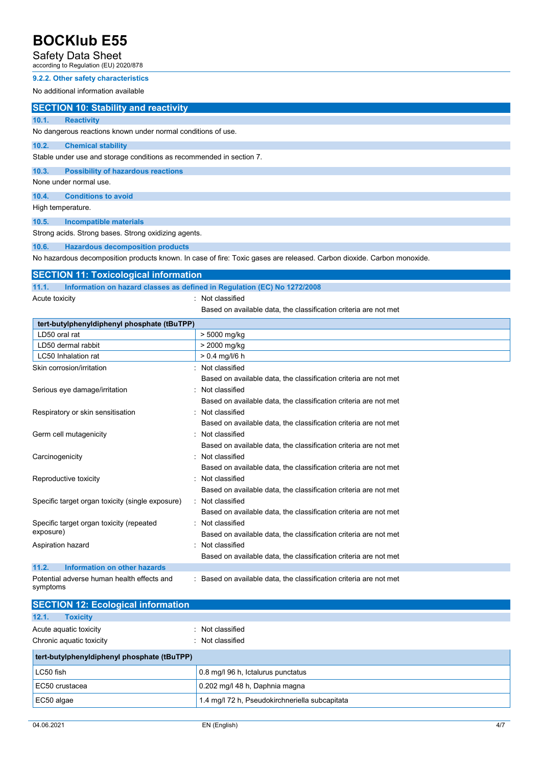#### 9.2.2. Other safety characteristics

No additional information available

## SECTION 10: Stability and reactivity

### 10.1. Reactivity

No dangerous reactions known under normal conditions of use.

### 10.2. Chemical stability

Stable under use and storage conditions as recommended in section 7.

### 10.3. Possibility of hazardous reactions

None under normal use.

### 10.4. Conditions to avoid

High temperature.

### 10.5. Incompatible materials

Strong acids. Strong bases. Strong oxidizing agents.

### 10.6. Hazardous decomposition products

No hazardous decomposition products known. In case of fire: Toxic gases are released. Carbon dioxide. Carbon monoxide.

## SECTION 11: Toxicological information

### 11.1. Information on hazard classes as defined in Regulation (EC) No 1272/2008

Acute toxicity : Not classified
Based on available data, the classification criteria are not met

| tert-butylphenyldiphenyl phosphate (tBuTPP) | |
|---|---|
| LD50 oral rat | > 5000 mg/kg |
| LD50 dermal rabbit | > 2000 mg/kg |
| LC50 Inhalation rat | > 0.4 mg/l/6 h |

Skin corrosion/irritation : Not classified
Based on available data, the classification criteria are not met

Serious eye damage/irritation : Not classified
Based on available data, the classification criteria are not met

Respiratory or skin sensitisation : Not classified
Based on available data, the classification criteria are not met

Germ cell mutagenicity : Not classified
Based on available data, the classification criteria are not met

Carcinogenicity : Not classified
Based on available data, the classification criteria are not met

Reproductive toxicity : Not classified
Based on available data, the classification criteria are not met

Specific target organ toxicity (single exposure) : Not classified
Based on available data, the classification criteria are not met

Specific target organ toxicity (repeated exposure) : Not classified
Based on available data, the classification criteria are not met

Aspiration hazard : Not classified
Based on available data, the classification criteria are not met

### 11.2. Information on other hazards

Potential adverse human health effects and symptoms : Based on available data, the classification criteria are not met

## SECTION 12: Ecological information

### 12.1. Toxicity

Acute aquatic toxicity : Not classified
Chronic aquatic toxicity : Not classified

| tert-butylphenyldiphenyl phosphate (tBuTPP) | |
|---|---|
| LC50 fish | 0.8 mg/l 96 h, Ictalurus punctatus |
| EC50 crustacea | 0.202 mg/l 48 h, Daphnia magna |
| EC50 algae | 1.4 mg/l 72 h, Pseudokirchneriella subcapitata |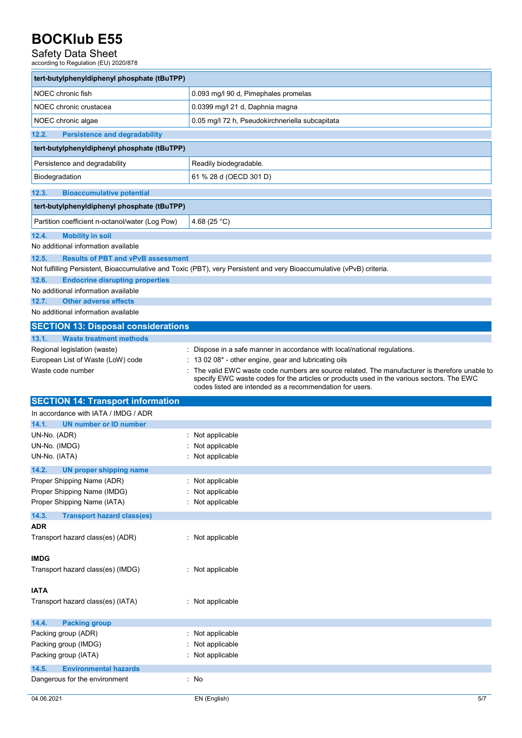| tert-butylphenyldiphenyl phosphate (tBuTPP) | |
|---|---|
| NOEC chronic fish | 0.093 mg/l 90 d, Pimephales promelas |
| NOEC chronic crustacea | 0.0399 mg/l 21 d, Daphnia magna |
| NOEC chronic algae | 0.05 mg/l 72 h, Pseudokirchneriella subcapitata |

### 12.2. Persistence and degradability

| tert-butylphenyldiphenyl phosphate (tBuTPP) | |
|---|---|
| Persistence and degradability | Readily biodegradable. |
| Biodegradation | 61 % 28 d (OECD 301 D) |

### 12.3. Bioaccumulative potential

| tert-butylphenyldiphenyl phosphate (tBuTPP) | |
|---|---|
| Partition coefficient n-octanol/water (Log Pow) | 4.68 (25 °C) |

### 12.4. Mobility in soil

No additional information available

### 12.5. Results of PBT and vPvB assessment

Not fulfilling Persistent, Bioaccumulative and Toxic (PBT), very Persistent and very Bioaccumulative (vPvB) criteria.

### 12.6. Endocrine disrupting properties

No additional information available

### 12.7. Other adverse effects

No additional information available

## SECTION 13: Disposal considerations

### 13.1. Waste treatment methods

Regional legislation (waste) : Dispose in a safe manner in accordance with local/national regulations.

European List of Waste (LoW) code : 13 02 08* - other engine, gear and lubricating oils

Waste code number : The valid EWC waste code numbers are source related. The manufacturer is therefore unable to specify EWC waste codes for the articles or products used in the various sectors. The EWC codes listed are intended as a recommendation for users.

## SECTION 14: Transport information

In accordance with IATA / IMDG / ADR

### 14.1. UN number or ID number

UN-No. (ADR) : Not applicable

UN-No. (IMDG) : Not applicable

UN-No. (IATA) : Not applicable

### 14.2. UN proper shipping name

Proper Shipping Name (ADR) : Not applicable

Proper Shipping Name (IMDG) : Not applicable

Proper Shipping Name (IATA) : Not applicable

### 14.3. Transport hazard class(es)

**ADR**

Transport hazard class(es) (ADR) : Not applicable

**IMDG**

Transport hazard class(es) (IMDG) : Not applicable

**IATA**

Transport hazard class(es) (IATA) : Not applicable

### 14.4. Packing group

Packing group (ADR) : Not applicable

Packing group (IMDG) : Not applicable

Packing group (IATA) : Not applicable

### 14.5. Environmental hazards

Dangerous for the environment : No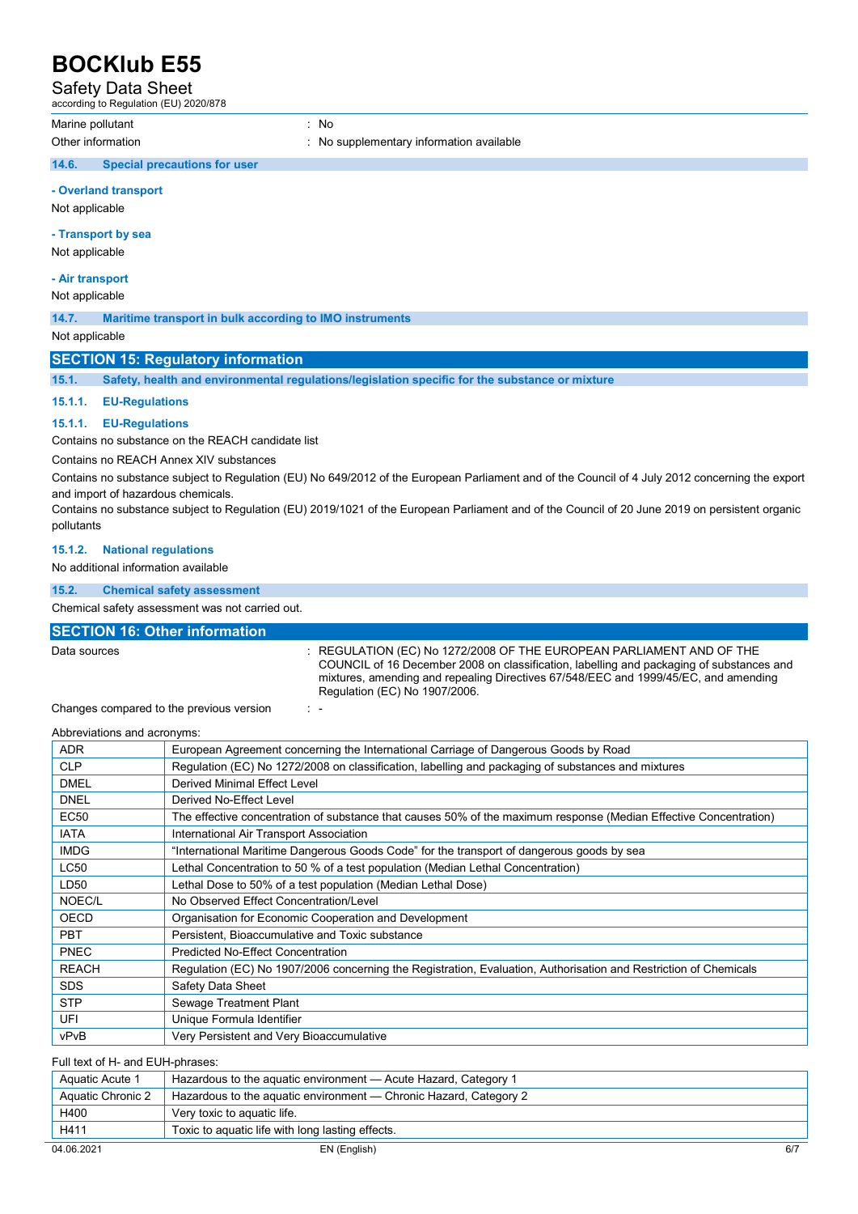| | |
|---|---|
| Marine pollutant | : No |
| Other information | : No supplementary information available |

### 14.6. Special precautions for user

**- Overland transport**

Not applicable

**- Transport by sea**

Not applicable

**- Air transport**

Not applicable

### 14.7. Maritime transport in bulk according to IMO instruments

Not applicable

## SECTION 15: Regulatory information

### 15.1. Safety, health and environmental regulations/legislation specific for the substance or mixture

#### 15.1.1. EU-Regulations

#### 15.1.1. EU-Regulations

Contains no substance on the REACH candidate list

Contains no REACH Annex XIV substances

Contains no substance subject to Regulation (EU) No 649/2012 of the European Parliament and of the Council of 4 July 2012 concerning the export and import of hazardous chemicals.

Contains no substance subject to Regulation (EU) 2019/1021 of the European Parliament and of the Council of 20 June 2019 on persistent organic pollutants

#### 15.1.2. National regulations

No additional information available

### 15.2. Chemical safety assessment

Chemical safety assessment was not carried out.

## SECTION 16: Other information

| | |
|---|---|
| Data sources | : REGULATION (EC) No 1272/2008 OF THE EUROPEAN PARLIAMENT AND OF THE COUNCIL of 16 December 2008 on classification, labelling and packaging of substances and mixtures, amending and repealing Directives 67/548/EEC and 1999/45/EC, and amending Regulation (EC) No 1907/2006. |
| Changes compared to the previous version | : - |

Abbreviations and acronyms:

| | |
|---|---|
| ADR | European Agreement concerning the International Carriage of Dangerous Goods by Road |
| CLP | Regulation (EC) No 1272/2008 on classification, labelling and packaging of substances and mixtures |
| DMEL | Derived Minimal Effect Level |
| DNEL | Derived No-Effect Level |
| EC50 | The effective concentration of substance that causes 50% of the maximum response (Median Effective Concentration) |
| IATA | International Air Transport Association |
| IMDG | "International Maritime Dangerous Goods Code" for the transport of dangerous goods by sea |
| LC50 | Lethal Concentration to 50 % of a test population (Median Lethal Concentration) |
| LD50 | Lethal Dose to 50% of a test population (Median Lethal Dose) |
| NOEC/L | No Observed Effect Concentration/Level |
| OECD | Organisation for Economic Cooperation and Development |
| PBT | Persistent, Bioaccumulative and Toxic substance |
| PNEC | Predicted No-Effect Concentration |
| REACH | Regulation (EC) No 1907/2006 concerning the Registration, Evaluation, Authorisation and Restriction of Chemicals |
| SDS | Safety Data Sheet |
| STP | Sewage Treatment Plant |
| UFI | Unique Formula Identifier |
| vPvB | Very Persistent and Very Bioaccumulative |

Full text of H- and EUH-phrases:

| | |
|---|---|
| Aquatic Acute 1 | Hazardous to the aquatic environment — Acute Hazard, Category 1 |
| Aquatic Chronic 2 | Hazardous to the aquatic environment — Chronic Hazard, Category 2 |
| H400 | Very toxic to aquatic life. |
| H411 | Toxic to aquatic life with long lasting effects. |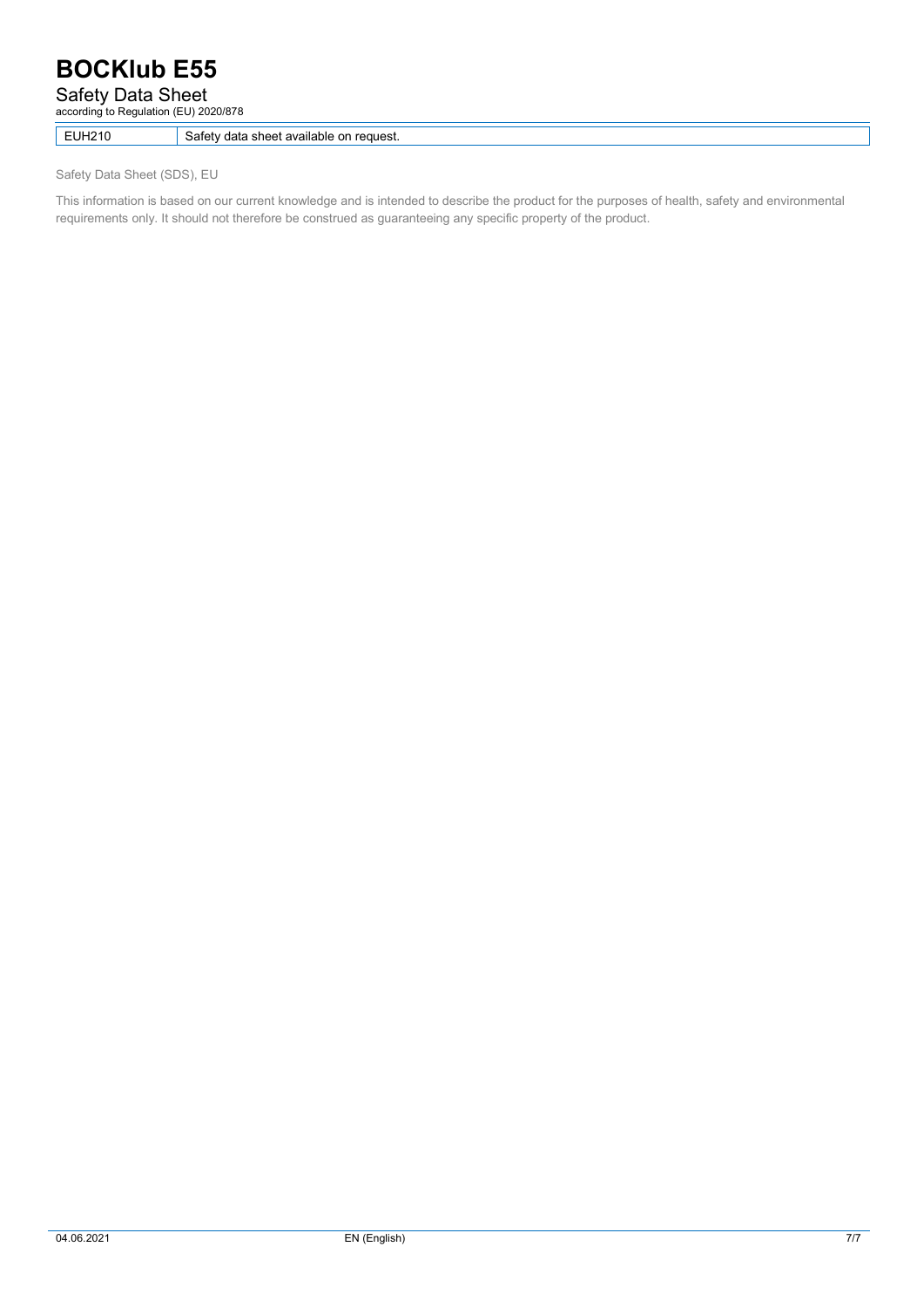| | |
|---|---|
| EUH210 | Safety data sheet available on request. |

Safety Data Sheet (SDS), EU

This information is based on our current knowledge and is intended to describe the product for the purposes of health, safety and environmental requirements only. It should not therefore be construed as guaranteeing any specific property of the product.